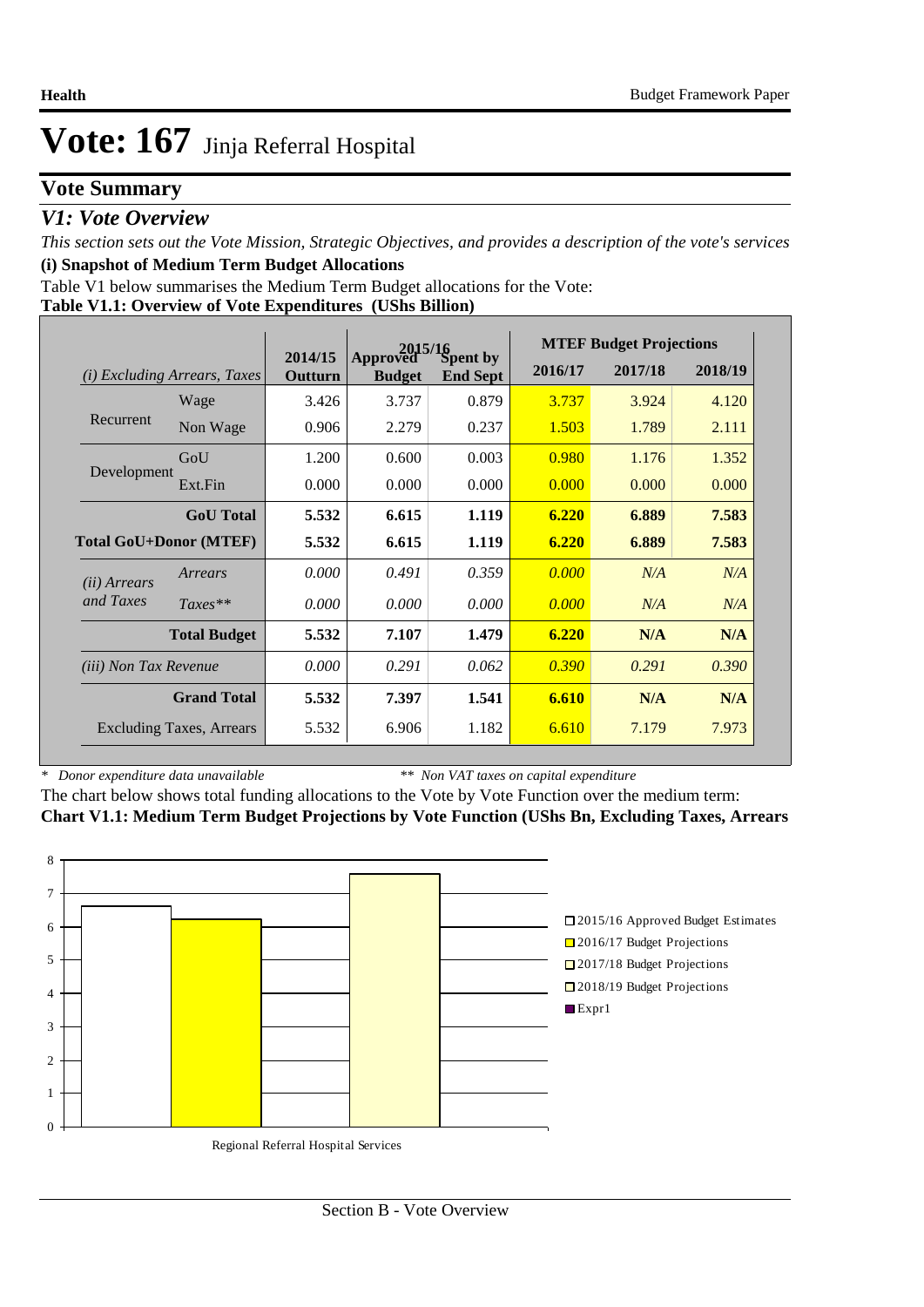# Vote: 167 Jinja Referral Hospital

## Vote Summary

### *V1: Vote Overview*

*This section sets out the Vote Mission, Strategic Objectives, and provides a description of the vote's services*

**(i) Snapshot of Medium Term Budget Allocations**

Table V1 below summarises the Medium Term Budget allocations for the Vote:

**Table V1.1: Overview of Vote Expenditures (UShs Billion)**

| *(i) Excluding Arrears, Taxes* | | 2014/15 Outturn | 2015/16 Approved Budget | 2015/16 Spent by End Sept | MTEF Budget Projections 2016/17 | 2017/18 | 2018/19 |
|---|---|---|---|---|---|---|---|
| Recurrent | Wage | 3.426 | 3.737 | 0.879 | 3.737 | 3.924 | 4.120 |
| | Non Wage | 0.906 | 2.279 | 0.237 | 1.503 | 1.789 | 2.111 |
| Development | GoU | 1.200 | 0.600 | 0.003 | 0.980 | 1.176 | 1.352 |
| | Ext.Fin | 0.000 | 0.000 | 0.000 | 0.000 | 0.000 | 0.000 |
| | **GoU Total** | **5.532** | **6.615** | **1.119** | **6.220** | **6.889** | **7.583** |
| **Total GoU+Donor (MTEF)** | | **5.532** | **6.615** | **1.119** | **6.220** | **6.889** | **7.583** |
| *(ii) Arrears and Taxes* | *Arrears* | *0.000* | *0.491* | *0.359* | *0.000* | *N/A* | *N/A* |
| | *Taxes*** | *0.000* | *0.000* | *0.000* | *0.000* | *N/A* | *N/A* |
| | **Total Budget** | **5.532** | **7.107** | **1.479** | **6.220** | **N/A** | **N/A** |
| *(iii) Non Tax Revenue* | | *0.000* | *0.291* | *0.062* | *0.390* | *0.291* | *0.390* |
| | **Grand Total** | **5.532** | **7.397** | **1.541** | **6.610** | **N/A** | **N/A** |
| Excluding Taxes, Arrears | | 5.532 | 6.906 | 1.182 | 6.610 | 7.179 | 7.973 |

\* *Donor expenditure data unavailable* &nbsp;&nbsp;&nbsp;&nbsp; ** *Non VAT taxes on capital expenditure*

The chart below shows total funding allocations to the Vote by Vote Function over the medium term:

**Chart V1.1: Medium Term Budget Projections by Vote Function (UShs Bn, Excluding Taxes, Arrears**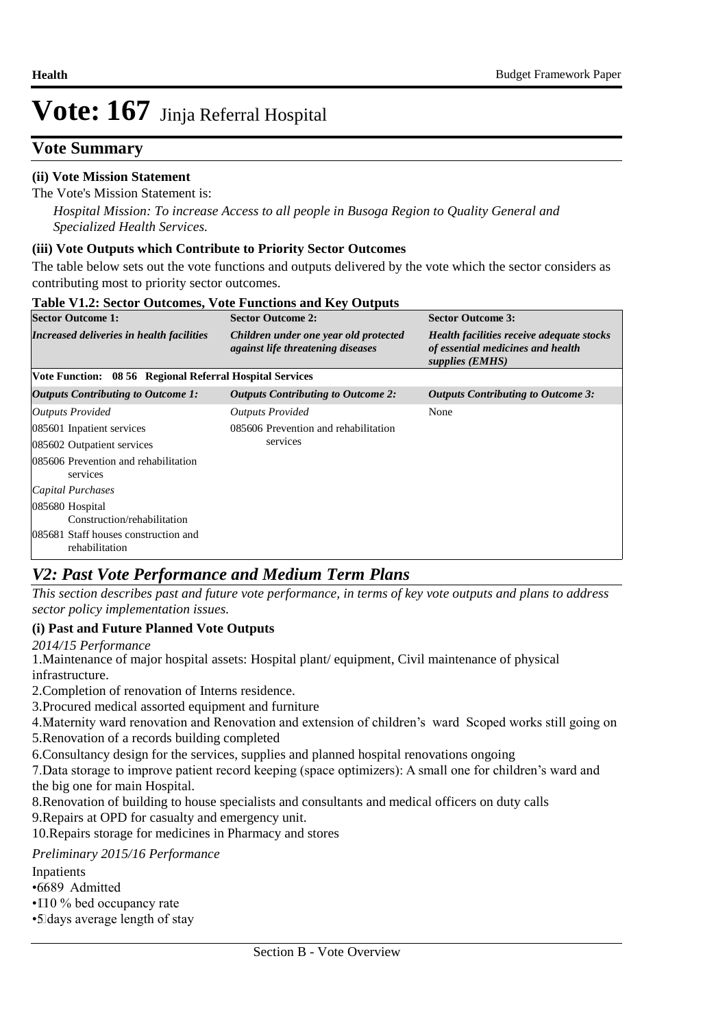# Vote: 167 Jinja Referral Hospital

## Vote Summary

**(ii) Vote Mission Statement**

The Vote's Mission Statement is:

*Hospital Mission: To increase Access to all people in Busoga Region to Quality General and Specialized Health Services.*

**(iii) Vote Outputs which Contribute to Priority Sector Outcomes**

The table below sets out the vote functions and outputs delivered by the vote which the sector considers as contributing most to priority sector outcomes.

**Table V1.2: Sector Outcomes, Vote Functions and Key Outputs**

| Sector Outcome 1: | Sector Outcome 2: | Sector Outcome 3: |
|---|---|---|
| ***Increased deliveries in health facilities*** | ***Children under one year old protected against life threatening diseases*** | ***Health facilities receive adequate stocks of essential medicines and health supplies (EMHS)*** |
| **Vote Function: 08 56 Regional Referral Hospital Services** | | |
| ***Outputs Contributing to Outcome 1:*** | ***Outputs Contributing to Outcome 2:*** | ***Outputs Contributing to Outcome 3:*** |
| *Outputs Provided* | *Outputs Provided* | None |
| 085601 Inpatient services | 085606 Prevention and rehabilitation services | |
| 085602 Outpatient services | | |
| 085606 Prevention and rehabilitation services | | |
| *Capital Purchases* | | |
| 085680 Hospital Construction/rehabilitation | | |
| 085681 Staff houses construction and rehabilitation | | |

## *V2: Past Vote Performance and Medium Term Plans*

*This section describes past and future vote performance, in terms of key vote outputs and plans to address sector policy implementation issues.*

**(i) Past and Future Planned Vote Outputs**

*2014/15 Performance*

1.Maintenance of major hospital assets: Hospital plant/ equipment, Civil maintenance of physical infrastructure.
2.Completion of renovation of Interns residence.
3.Procured medical assorted equipment and furniture
4.Maternity ward renovation and Renovation and extension of children's ward Scoped works still going on
5.Renovation of a records building completed
6.Consultancy design for the services, supplies and planned hospital renovations ongoing
7.Data storage to improve patient record keeping (space optimizers): A small one for children's ward and the big one for main Hospital.
8.Renovation of building to house specialists and consultants and medical officers on duty calls
9.Repairs at OPD for casualty and emergency unit.
10.Repairs storage for medicines in Pharmacy and stores

*Preliminary 2015/16 Performance*

Inpatients
•6689 Admitted
•110 % bed occupancy rate
•5 days average length of stay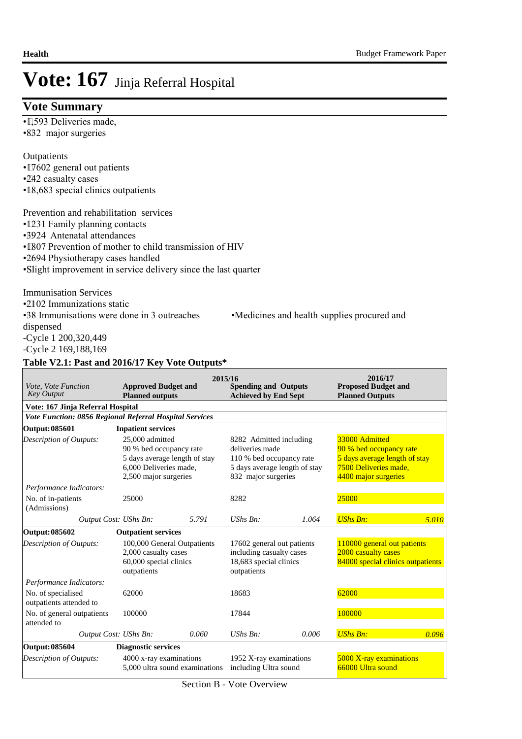# Vote: 167 Jinja Referral Hospital

## Vote Summary

•1,593 Deliveries made,
•832  major surgeries

Outpatients
•17602 general out patients
•242 casualty cases
•18,683 special clinics outpatients

Prevention and rehabilitation  services
•1231 Family planning contacts
•3924  Antenatal attendances
•1807 Prevention of mother to child transmission of HIV
•2694 Physiotherapy cases handled
•Slight improvement in service delivery since the last quarter

Immunisation Services
•2102 Immunizations static
•38 Immunisations were done in 3 outreaches            •Medicines and health supplies procured and dispensed
-Cycle 1 200,320,449
-Cycle 2 169,188,169

**Table V2.1: Past and 2016/17 Key Vote Outputs***

| *Vote, Vote Function Key Output* | 2015/16 **Approved Budget and Planned outputs** | | **Spending and Outputs Achieved by End Sept** | | 2016/17 **Proposed Budget and Planned Outputs** | |
|---|---|---|---|---|---|---|
| **Vote: 167 Jinja Referral Hospital** | | | | | | |
| ***Vote Function: 0856 Regional Referral Hospital Services*** | | | | | | |
| **Output: 085601** | **Inpatient services** | | | | | |
| *Description of Outputs:* | 25,000 admitted<br>90 % bed occupancy rate<br>5 days average length of stay<br>6,000 Deliveries made,<br>2,500 major surgeries | | 8282  Admitted including deliveries made<br>110 % bed occupancy rate<br>5 days average length of stay<br>832  major surgeries | | 33000 Admitted<br>90 % bed occupancy rate<br>5 days average length of stay<br>7500 Deliveries made,<br>4400 major surgeries | |
| *Performance Indicators:* | | | | | | |
| No. of in-patients (Admissions) | 25000 | | 8282 | | 25000 | |
| *Output Cost: UShs Bn:* | | *5.791* | *UShs Bn:* | *1.064* | *UShs Bn:* | *5.010* |
| **Output: 085602** | **Outpatient services** | | | | | |
| *Description of Outputs:* | 100,000 General Outpatients<br>2,000 casualty cases<br>60,000 special clinics outpatients | | 17602 general out patients including casualty cases<br>18,683 special clinics outpatients | | 110000 general out patients<br>2000 casualty cases<br>84000 special clinics outpatients | |
| *Performance Indicators:* | | | | | | |
| No. of specialised outpatients attended to | 62000 | | 18683 | | 62000 | |
| No. of general outpatients attended to | 100000 | | 17844 | | 100000 | |
| *Output Cost: UShs Bn:* | | *0.060* | *UShs Bn:* | *0.006* | *UShs Bn:* | *0.096* |
| **Output: 085604** | **Diagnostic services** | | | | | |
| *Description of Outputs:* | 4000 x-ray examinations<br>5,000 ultra sound examinations | | 1952 X-ray examinations including Ultra sound | | 5000 X-ray examinations<br>66000 Ultra sound | |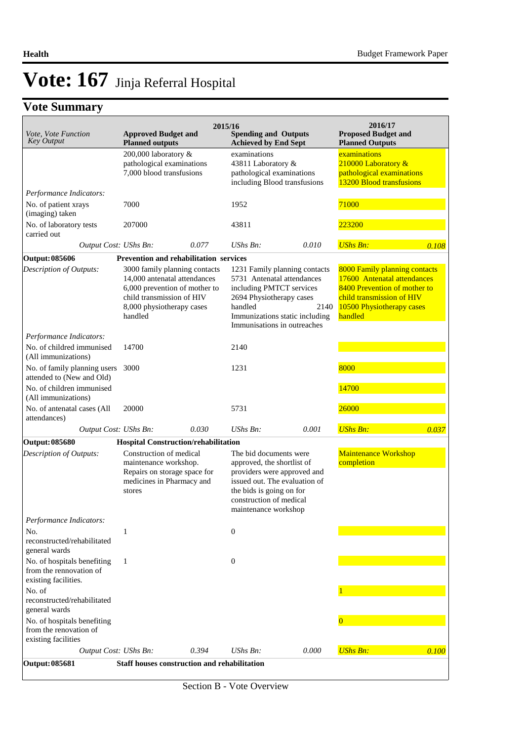# Vote: 167 Jinja Referral Hospital

## Vote Summary

| Vote, Vote Function Key Output | 2015/16 Approved Budget and Planned outputs | | 2015/16 Spending and Outputs Achieved by End Sept | | 2016/17 Proposed Budget and Planned Outputs | |
|---|---|---|---|---|---|---|
| | 200,000 laboratory & pathological examinations 7,000 blood transfusions | | examinations 43811 Laboratory & pathological examinations including Blood transfusions | | examinations 210000 Laboratory & pathological examinations 13200 Blood transfusions | |
| *Performance Indicators:* | | | | | | |
| No. of patient xrays (imaging) taken | 7000 | | 1952 | | 71000 | |
| No. of laboratory tests carried out | 207000 | | 43811 | | 223200 | |
| *Output Cost:* | *UShs Bn:* | *0.077* | *UShs Bn:* | *0.010* | *UShs Bn:* | *0.108* |
| **Output: 085606** | **Prevention and rehabilitation services** | | | | | |
| *Description of Outputs:* | 3000 family planning contacts 14,000 antenatal attendances 6,000 prevention of mother to child transmission of HIV 8,000 physiotherapy cases handled | | 1231 Family planning contacts 5731 Antenatal attendances including PMTCT services 2694 Physiotherapy cases handled 2140 Immunizations static including Immunisations in outreaches | | 8000 Family planning contacts 17600 Antenatal attendances 8400 Prevention of mother to child transmission of HIV 10500 Physiotherapy cases handled | |
| *Performance Indicators:* | | | | | | |
| No. of childred immunised (All immunizations) | 14700 | | 2140 | | | |
| No. of family planning users attended to (New and Old) | 3000 | | 1231 | | 8000 | |
| No. of children immunised (All immunizations) | | | | | 14700 | |
| No. of antenatal cases (All attendances) | 20000 | | 5731 | | 26000 | |
| *Output Cost:* | *UShs Bn:* | *0.030* | *UShs Bn:* | *0.001* | *UShs Bn:* | *0.037* |
| **Output: 085680** | **Hospital Construction/rehabilitation** | | | | | |
| *Description of Outputs:* | Construction of medical maintenance workshop. Repairs on storage space for medicines in Pharmacy and stores | | The bid documents were approved, the shortlist of providers were approved and issued out. The evaluation of the bids is going on for construction of medical maintenance workshop | | Maintenance Workshop completion | |
| *Performance Indicators:* | | | | | | |
| No. reconstructed/rehabilitated general wards | 1 | | 0 | | | |
| No. of hospitals benefiting from the rennovation of existing facilities. | 1 | | 0 | | | |
| No. of reconstructed/rehabilitated general wards | | | | | 1 | |
| No. of hospitals benefiting from the renovation of existing facilities | | | | | 0 | |
| *Output Cost:* | *UShs Bn:* | *0.394* | *UShs Bn:* | *0.000* | *UShs Bn:* | *0.100* |
| **Output: 085681** | **Staff houses construction and rehabilitation** | | | | | |

Section B - Vote Overview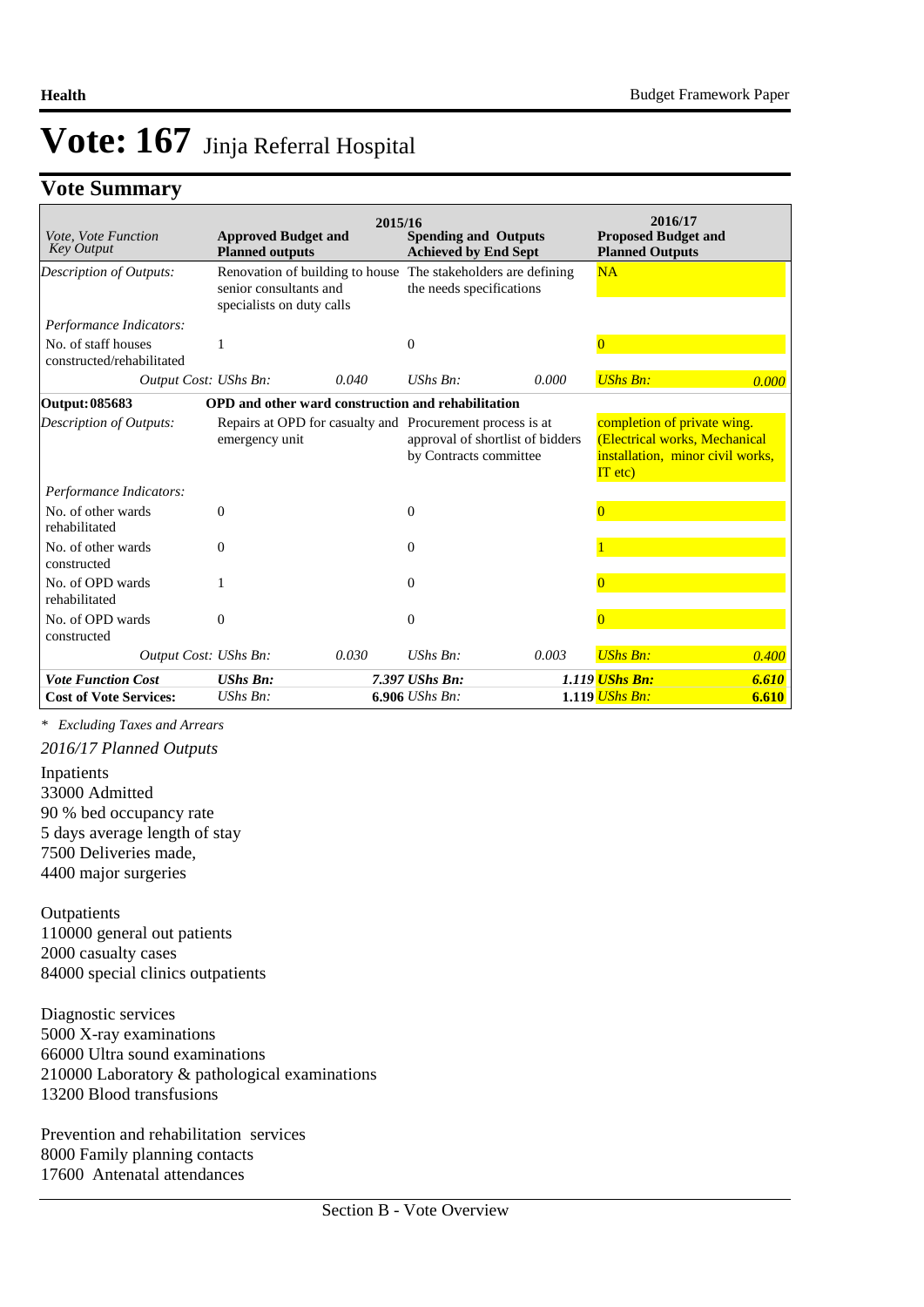# Vote: 167 Jinja Referral Hospital

## Vote Summary

| *Vote, Vote Function Key Output* | 2015/16 **Approved Budget and Planned outputs** | | **Spending and Outputs Achieved by End Sept** | | 2016/17 **Proposed Budget and Planned Outputs** | |
|---|---|---|---|---|---|---|
| *Description of Outputs:* | Renovation of building to house senior consultants and specialists on duty calls | | The stakeholders are defining the needs specifications | | NA | |
| *Performance Indicators:* | | | | | | |
| No. of staff houses constructed/rehabilitated | 1 | | 0 | | 0 | |
| *Output Cost:* | *UShs Bn:* | *0.040* | *UShs Bn:* | *0.000* | *UShs Bn:* | *0.000* |
| **Output: 085683** | **OPD and other ward construction and rehabilitation** | | | | | |
| *Description of Outputs:* | Repairs at OPD for casualty and emergency unit | | Procurement process is at approval of shortlist of bidders by Contracts committee | | completion of private wing. (Electrical works, Mechanical installation, minor civil works, IT etc) | |
| *Performance Indicators:* | | | | | | |
| No. of other wards rehabilitated | 0 | | 0 | | 0 | |
| No. of other wards constructed | 0 | | 0 | | 1 | |
| No. of OPD wards rehabilitated | 1 | | 0 | | 0 | |
| No. of OPD wards constructed | 0 | | 0 | | 0 | |
| *Output Cost:* | *UShs Bn:* | *0.030* | *UShs Bn:* | *0.003* | *UShs Bn:* | *0.400* |
| ***Vote Function Cost*** | ***UShs Bn:*** | ***7.397*** | ***UShs Bn:*** | ***1.119*** | ***UShs Bn:*** | ***6.610*** |
| **Cost of Vote Services:** | *UShs Bn:* | **6.906** | *UShs Bn:* | **1.119** | *UShs Bn:* | **6.610** |

*\* Excluding Taxes and Arrears*

*2016/17 Planned Outputs*

Inpatients
33000 Admitted
90 % bed occupancy rate
5 days average length of stay
7500 Deliveries made,
4400 major surgeries

Outpatients
110000 general out patients
2000 casualty cases
84000 special clinics outpatients

Diagnostic services
5000 X-ray examinations
66000 Ultra sound examinations
210000 Laboratory & pathological examinations
13200 Blood transfusions

Prevention and rehabilitation services
8000 Family planning contacts
17600 Antenatal attendances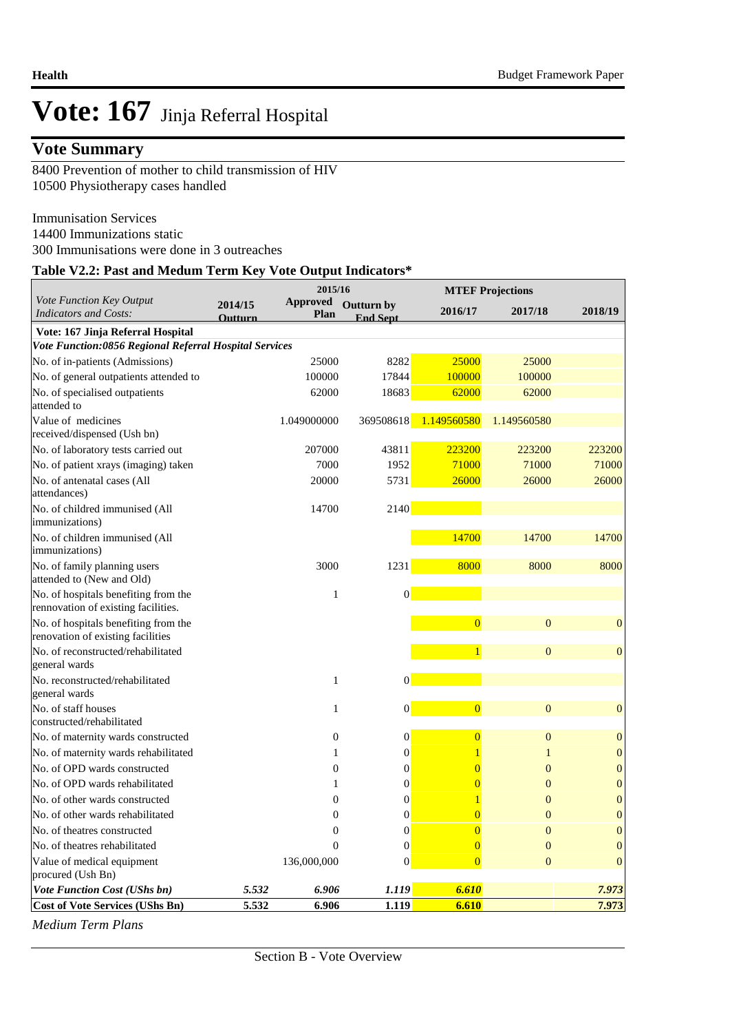# Vote: 167 Jinja Referral Hospital

## Vote Summary

8400 Prevention of mother to child transmission of HIV
10500 Physiotherapy cases handled

Immunisation Services
14400 Immunizations static
300 Immunisations were done in 3 outreaches

### Table V2.2: Past and Medum Term Key Vote Output Indicators*

| *Vote Function Key Output Indicators and Costs:* | 2014/15 Outturn | 2015/16 Approved Plan | 2015/16 Outturn by End Sept | MTEF Projections 2016/17 | 2017/18 | 2018/19 |
|---|---|---|---|---|---|---|
| **Vote: 167 Jinja Referral Hospital** | | | | | | |
| ***Vote Function:0856 Regional Referral Hospital Services*** | | | | | | |
| No. of in-patients (Admissions) | | 25000 | 8282 | 25000 | 25000 | |
| No. of general outpatients attended to | | 100000 | 17844 | 100000 | 100000 | |
| No. of specialised outpatients attended to | | 62000 | 18683 | 62000 | 62000 | |
| Value of medicines received/dispensed (Ush bn) | | 1.049000000 | 369508618 | 1.149560580 | 1.149560580 | |
| No. of laboratory tests carried out | | 207000 | 43811 | 223200 | 223200 | 223200 |
| No. of patient xrays (imaging) taken | | 7000 | 1952 | 71000 | 71000 | 71000 |
| No. of antenatal cases (All attendances) | | 20000 | 5731 | 26000 | 26000 | 26000 |
| No. of childred immunised (All immunizations) | | 14700 | 2140 | | | |
| No. of children immunised (All immunizations) | | | | 14700 | 14700 | 14700 |
| No. of family planning users attended to (New and Old) | | 3000 | 1231 | 8000 | 8000 | 8000 |
| No. of hospitals benefiting from the rennovation of existing facilities. | | 1 | 0 | | | |
| No. of hospitals benefiting from the renovation of existing facilities | | | | 0 | 0 | 0 |
| No. of reconstructed/rehabilitated general wards | | | | 1 | 0 | 0 |
| No. reconstructed/rehabilitated general wards | | 1 | 0 | | | |
| No. of staff houses constructed/rehabilitated | | 1 | 0 | 0 | 0 | 0 |
| No. of maternity wards constructed | | 0 | 0 | 0 | 0 | 0 |
| No. of maternity wards rehabilitated | | 1 | 0 | 1 | 1 | 0 |
| No. of OPD wards constructed | | 0 | 0 | 0 | 0 | 0 |
| No. of OPD wards rehabilitated | | 1 | 0 | 0 | 0 | 0 |
| No. of other wards constructed | | 0 | 0 | 1 | 0 | 0 |
| No. of other wards rehabilitated | | 0 | 0 | 0 | 0 | 0 |
| No. of theatres constructed | | 0 | 0 | 0 | 0 | 0 |
| No. of theatres rehabilitated | | 0 | 0 | 0 | 0 | 0 |
| Value of medical equipment procured (Ush Bn) | | 136,000,000 | 0 | 0 | 0 | 0 |
| ***Vote Function Cost (UShs bn)*** | ***5.532*** | ***6.906*** | ***1.119*** | ***6.610*** | | ***7.973*** |
| **Cost of Vote Services (UShs Bn)** | **5.532** | **6.906** | **1.119** | **6.610** | | **7.973** |

*Medium Term Plans*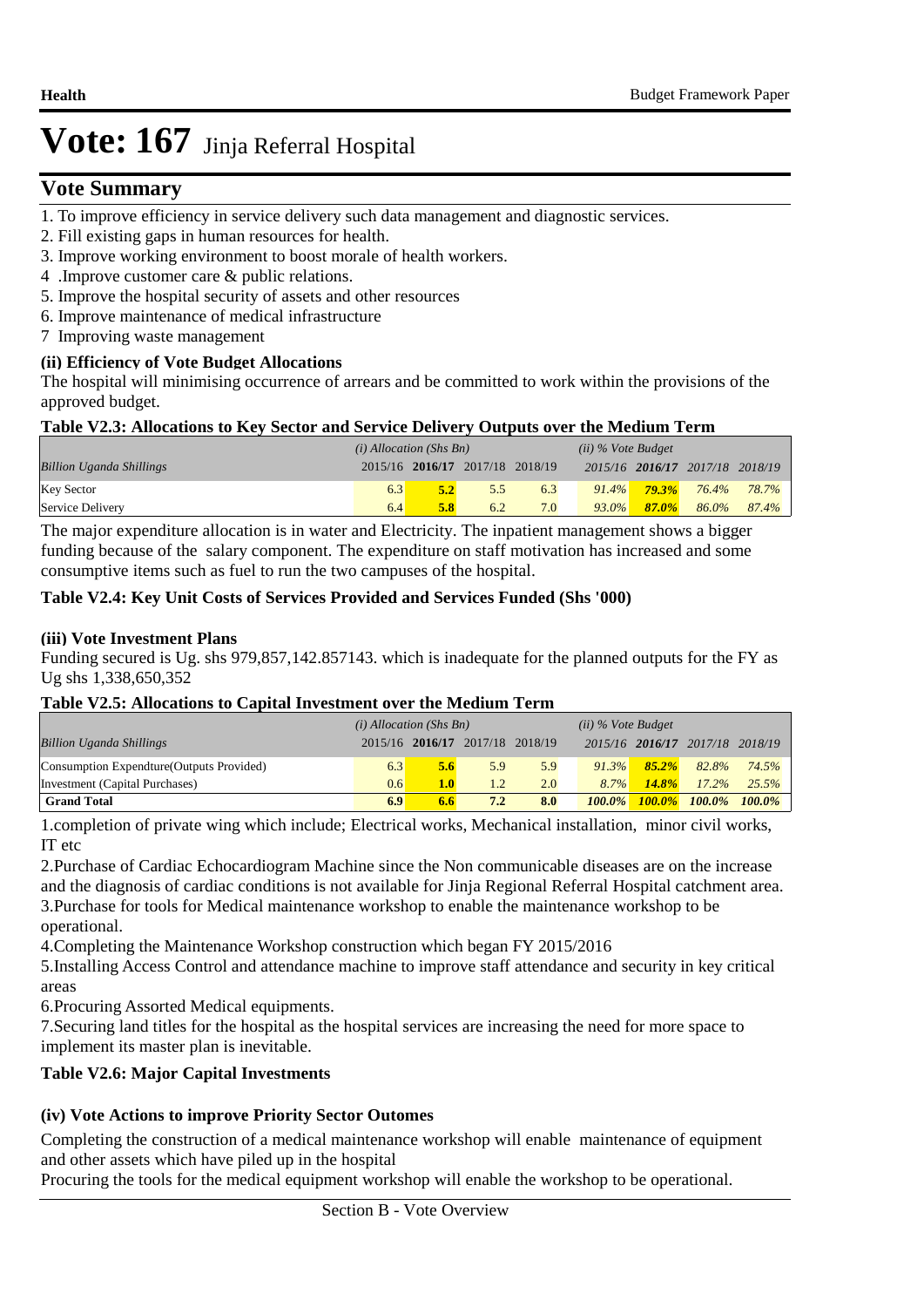# Vote: 167 Jinja Referral Hospital

## Vote Summary

1. To improve efficiency in service delivery such data management and diagnostic services.
2. Fill existing gaps in human resources for health.
3. Improve working environment to boost morale of health workers.
4 .Improve customer care & public relations.
5. Improve the hospital security of assets and other resources
6. Improve maintenance of medical infrastructure
7 Improving waste management

### (ii) Efficiency of Vote Budget Allocations

The hospital will minimising occurrence of arrears and be committed to work within the provisions of the approved budget.

### Table V2.3: Allocations to Key Sector and Service Delivery Outputs over the Medium Term

| | *(i) Allocation (Shs Bn)* | | | | *(ii) % Vote Budget* | | | |
|---|---|---|---|---|---|---|---|---|
| *Billion Uganda Shillings* | 2015/16 | **2016/17** | 2017/18 | 2018/19 | *2015/16* | ***2016/17*** | *2017/18* | *2018/19* |
| Key Sector | 6.3 | **5.2** | 5.5 | 6.3 | *91.4%* | ***79.3%*** | *76.4%* | *78.7%* |
| Service Delivery | 6.4 | **5.8** | 6.2 | 7.0 | *93.0%* | ***87.0%*** | *86.0%* | *87.4%* |

The major expenditure allocation is in water and Electricity. The inpatient management shows a bigger funding because of the salary component. The expenditure on staff motivation has increased and some consumptive items such as fuel to run the two campuses of the hospital.

### Table V2.4: Key Unit Costs of Services Provided and Services Funded (Shs '000)

### (iii) Vote Investment Plans

Funding secured is Ug. shs 979,857,142.857143. which is inadequate for the planned outputs for the FY as Ug shs 1,338,650,352

### Table V2.5: Allocations to Capital Investment over the Medium Term

| | *(i) Allocation (Shs Bn)* | | | | *(ii) % Vote Budget* | | | |
|---|---|---|---|---|---|---|---|---|
| *Billion Uganda Shillings* | 2015/16 | **2016/17** | 2017/18 | 2018/19 | *2015/16* | ***2016/17*** | *2017/18* | *2018/19* |
| Consumption Expendture(Outputs Provided) | 6.3 | **5.6** | 5.9 | 5.9 | *91.3%* | ***85.2%*** | *82.8%* | *74.5%* |
| Investment (Capital Purchases) | 0.6 | **1.0** | 1.2 | 2.0 | *8.7%* | ***14.8%*** | *17.2%* | *25.5%* |
| **Grand Total** | **6.9** | **6.6** | **7.2** | **8.0** | ***100.0%*** | ***100.0%*** | ***100.0%*** | ***100.0%*** |

1.completion of private wing which include; Electrical works, Mechanical installation, minor civil works, IT etc

2.Purchase of Cardiac Echocardiogram Machine since the Non communicable diseases are on the increase and the diagnosis of cardiac conditions is not available for Jinja Regional Referral Hospital catchment area.
3.Purchase for tools for Medical maintenance workshop to enable the maintenance workshop to be operational.

4.Completing the Maintenance Workshop construction which began FY 2015/2016

5.Installing Access Control and attendance machine to improve staff attendance and security in key critical areas

6.Procuring Assorted Medical equipments.

7.Securing land titles for the hospital as the hospital services are increasing the need for more space to implement its master plan is inevitable.

### Table V2.6: Major Capital Investments

### (iv) Vote Actions to improve Priority Sector Outomes

Completing the construction of a medical maintenance workshop will enable maintenance of equipment and other assets which have piled up in the hospital
Procuring the tools for the medical equipment workshop will enable the workshop to be operational.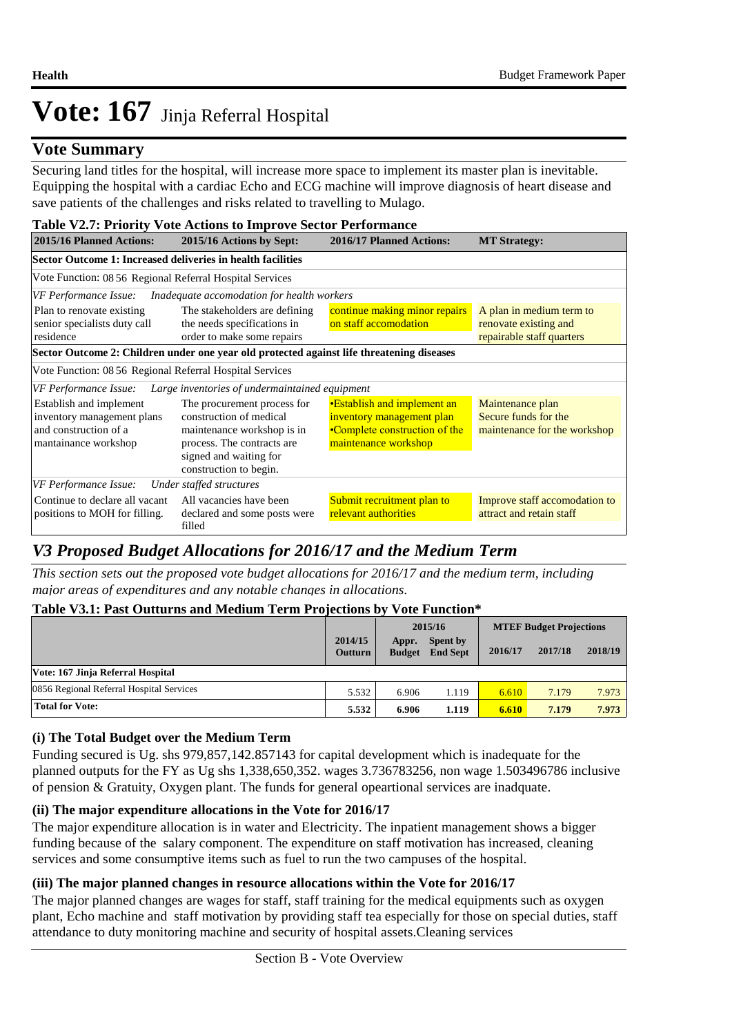# Vote: 167 Jinja Referral Hospital

## Vote Summary

Securing land titles for the hospital, will increase more space to implement its master plan is inevitable. Equipping the hospital with a cardiac Echo and ECG machine will improve diagnosis of heart disease and save patients of the challenges and risks related to travelling to Mulago.

**Table V2.7: Priority Vote Actions to Improve Sector Performance**

| 2015/16 Planned Actions: | 2015/16 Actions by Sept: | 2016/17 Planned Actions: | MT Strategy: |
|---|---|---|---|
| **Sector Outcome 1: Increased deliveries in health facilities** | | | |
| Vote Function: 08 56 Regional Referral Hospital Services | | | |
| *VF Performance Issue: Inadequate accomodation for health workers* | | | |
| Plan to renovate existing senior specialists duty call residence | The stakeholders are defining the needs specifications in order to make some repairs | continue making minor repairs on staff accomodation | A plan in medium term to renovate existing and repairable staff quarters |
| **Sector Outcome 2: Children under one year old protected against life threatening diseases** | | | |
| Vote Function: 08 56 Regional Referral Hospital Services | | | |
| *VF Performance Issue: Large inventories of undermaintained equipment* | | | |
| Establish and implement inventory management plans and construction of a mantainance workshop | The procurement process for construction of medical maintenance workshop is in process. The contracts are signed and waiting for construction to begin. | •Establish and implement an inventory management plan •Complete construction of the maintenance workshop | Maintenance plan Secure funds for the maintenance for the workshop |
| *VF Performance Issue: Under staffed structures* | | | |
| Continue to declare all vacant positions to MOH for filling. | All vacancies have been declared and some posts were filled | Submit recruitment plan to relevant authorities | Improve staff accomodation to attract and retain staff |

## *V3 Proposed Budget Allocations for 2016/17 and the Medium Term*

*This section sets out the proposed vote budget allocations for 2016/17 and the medium term, including major areas of expenditures and any notable changes in allocations.*

**Table V3.1: Past Outturns and Medium Term Projections by Vote Function***

| | 2014/15 Outturn | 2015/16 Appr. Budget | 2015/16 Spent by End Sept | MTEF Budget Projections 2016/17 | 2017/18 | 2018/19 |
|---|---|---|---|---|---|---|
| **Vote: 167 Jinja Referral Hospital** | | | | | | |
| 0856 Regional Referral Hospital Services | 5.532 | 6.906 | 1.119 | 6.610 | 7.179 | 7.973 |
| **Total for Vote:** | **5.532** | **6.906** | **1.119** | **6.610** | **7.179** | **7.973** |

### (i) The Total Budget over the Medium Term

Funding secured is Ug. shs 979,857,142.857143 for capital development which is inadequate for the planned outputs for the FY as Ug shs 1,338,650,352. wages 3.736783256, non wage 1.503496786 inclusive of pension & Gratuity, Oxygen plant. The funds for general opeartional services are inadquate.

### (ii) The major expenditure allocations in the Vote for 2016/17

The major expenditure allocation is in water and Electricity. The inpatient management shows a bigger funding because of the salary component. The expenditure on staff motivation has increased, cleaning services and some consumptive items such as fuel to run the two campuses of the hospital.

### (iii) The major planned changes in resource allocations within the Vote for 2016/17

The major planned changes are wages for staff, staff training for the medical equipments such as oxygen plant, Echo machine and staff motivation by providing staff tea especially for those on special duties, staff attendance to duty monitoring machine and security of hospital assets.Cleaning services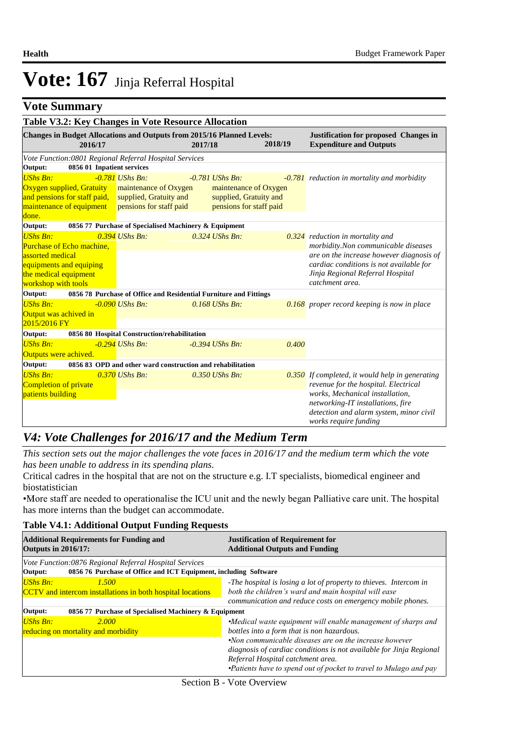# Vote: 167 Jinja Referral Hospital

## Vote Summary

### Table V3.2: Key Changes in Vote Resource Allocation

| Changes in Budget Allocations and Outputs from 2015/16 Planned Levels: 2016/17 | 2017/18 | 2018/19 | Justification for proposed Changes in Expenditure and Outputs |
|---|---|---|---|
| *Vote Function:0801 Regional Referral Hospital Services* | | | |
| **Output: 0856 01 Inpatient services** | | | |
| *UShs Bn:* *-0.781* Oxygen supplied, Gratuity and pensions for staff paid, maintenance of equipment done. | *UShs Bn:* *-0.781* maintenance of Oxygen supplied, Gratuity and pensions for staff paid | *UShs Bn:* *-0.781* maintenance of Oxygen supplied, Gratuity and pensions for staff paid | *reduction in mortality and morbidity* |
| **Output: 0856 77 Purchase of Specialised Machinery & Equipment** | | | |
| *UShs Bn:* *0.394* Purchase of Echo machine, assorted medical equipments and equiping the medical equipment workshop with tools | *UShs Bn:* *0.324* | *UShs Bn:* *0.324* | *reduction in mortality and morbidity.Non communicable diseases are on the increase however diagnosis of cardiac conditions is not available for Jinja Regional Referral Hospital catchment area.* |
| **Output: 0856 78 Purchase of Office and Residential Furniture and Fittings** | | | |
| *UShs Bn:* *-0.090* Output was achived in 2015/2016 FY | *UShs Bn:* *0.168* | *UShs Bn:* *0.168* | *proper record keeping is now in place* |
| **Output: 0856 80 Hospital Construction/rehabilitation** | | | |
| *UShs Bn:* *-0.294* Outputs were achived. | *UShs Bn:* *-0.394* | *UShs Bn:* *0.400* | |
| **Output: 0856 83 OPD and other ward construction and rehabilitation** | | | |
| *UShs Bn:* *0.370* Completion of private patients building | *UShs Bn:* *0.350* | *UShs Bn:* *0.350* | *If completed, it would help in generating revenue for the hospital. Electrical works, Mechanical installation, networking-IT installations, fire detection and alarm system, minor civil works require funding* |

## *V4: Vote Challenges for 2016/17 and the Medium Term*

*This section sets out the major challenges the vote faces in 2016/17 and the medium term which the vote has been unable to address in its spending plans.*

Critical cadres in the hospital that are not on the structure e.g. I.T specialists, biomedical engineer and biostatistician

•More staff are needed to operationalise the ICU unit and the newly began Palliative care unit. The hospital has more interns than the budget can accommodate.

### Table V4.1: Additional Output Funding Requests

| Additional Requirements for Funding and Outputs in 2016/17: | Justification of Requirement for Additional Outputs and Funding |
|---|---|
| *Vote Function:0876 Regional Referral Hospital Services* | |
| **Output: 0856 76 Purchase of Office and ICT Equipment, including Software** | |
| *UShs Bn:* *1.500* CCTV and intercom installations in both hospital locations | *-The hospital is losing a lot of property to thieves. Intercom in both the children's ward and main hospital will ease communication and reduce costs on emergency mobile phones.* |
| **Output: 0856 77 Purchase of Specialised Machinery & Equipment** | |
| *UShs Bn:* *2.000* reducing on mortality and morbidity | *•Medical waste equipment will enable management of sharps and bottles into a form that is non hazardous.* *•Non communicable diseases are on the increase however diagnosis of cardiac conditions is not available for Jinja Regional Referral Hospital catchment area.* *•Patients have to spend out of pocket to travel to Mulago and pay* |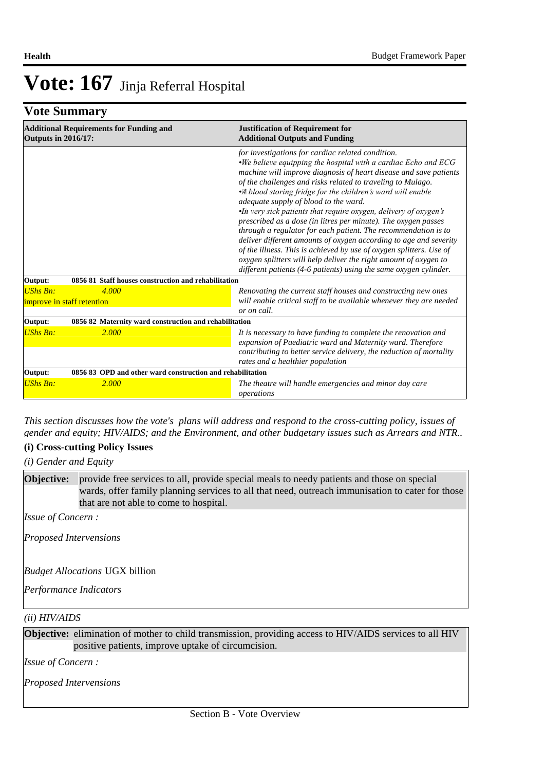# Vote: 167 Jinja Referral Hospital

## Vote Summary

| Additional Requirements for Funding and Outputs in 2016/17: | Justification of Requirement for Additional Outputs and Funding |
|---|---|
| | *for investigations for cardiac related condition.*<br>*•We believe equipping the hospital with a cardiac Echo and ECG machine will improve diagnosis of heart disease and save patients of the challenges and risks related to traveling to Mulago.*<br>*•A blood storing fridge for the children's ward will enable adequate supply of blood to the ward.*<br>*•In very sick patients that require oxygen, delivery of oxygen's prescribed as a dose (in litres per minute). The oxygen passes through a regulator for each patient. The recommendation is to deliver different amounts of oxygen according to age and severity of the illness. This is achieved by use of oxygen splitters. Use of oxygen splitters will help deliver the right amount of oxygen to different patients (4-6 patients) using the same oxygen cylinder.* |
| **Output: 0856 81 Staff houses construction and rehabilitation** | |
| *UShs Bn:* *4.000*<br>improve in staff retention | *Renovating the current staff houses and constructing new ones will enable critical staff to be available whenever they are needed or on call.* |
| **Output: 0856 82 Maternity ward construction and rehabilitation** | |
| *UShs Bn:* *2.000* | *It is necessary to have funding to complete the renovation and expansion of Paediatric ward and Maternity ward. Therefore contributing to better service delivery, the reduction of mortality rates and a healthier population* |
| **Output: 0856 83 OPD and other ward construction and rehabilitation** | |
| *UShs Bn:* *2.000* | *The theatre will handle emergencies and minor day care operations* |

*This section discusses how the vote's plans will address and respond to the cross-cutting policy, issues of gender and equity; HIV/AIDS; and the Environment, and other budgetary issues such as Arrears and NTR..*

### (i) Cross-cutting Policy Issues

*(i) Gender and Equity*

**Objective:** provide free services to all, provide special meals to needy patients and those on special wards, offer family planning services to all that need, outreach immunisation to cater for those that are not able to come to hospital.

*Issue of Concern :*

*Proposed Interventions*

*Budget Allocations* UGX billion

*Performance Indicators*

*(ii) HIV/AIDS*

**Objective:** elimination of mother to child transmission, providing access to HIV/AIDS services to all HIV positive patients, improve uptake of circumcision.

*Issue of Concern :*

*Proposed Interventions*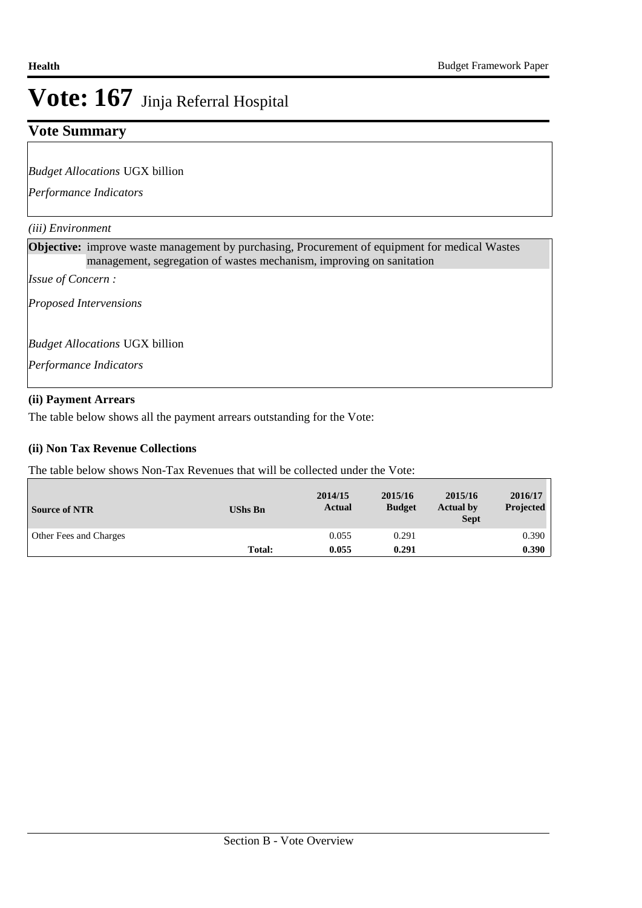# Vote: 167 Jinja Referral Hospital

## Vote Summary

*Budget Allocations* UGX billion

*Performance Indicators*

*(iii) Environment*

**Objective:** improve waste management by purchasing, Procurement of equipment for medical Wastes management, segregation of wastes mechanism, improving on sanitation

*Issue of Concern :*

*Proposed Intervensions*

*Budget Allocations* UGX billion

*Performance Indicators*

**(ii) Payment Arrears**

The table below shows all the payment arrears outstanding for the Vote:

**(ii) Non Tax Revenue Collections**

The table below shows Non-Tax Revenues that will be collected under the Vote:

| Source of NTR | UShs Bn | 2014/15 Actual | 2015/16 Budget | 2015/16 Actual by Sept | 2016/17 Projected |
|---|---|---|---|---|---|
| Other Fees and Charges | | 0.055 | 0.291 | | 0.390 |
| | **Total:** | **0.055** | **0.291** | | **0.390** |